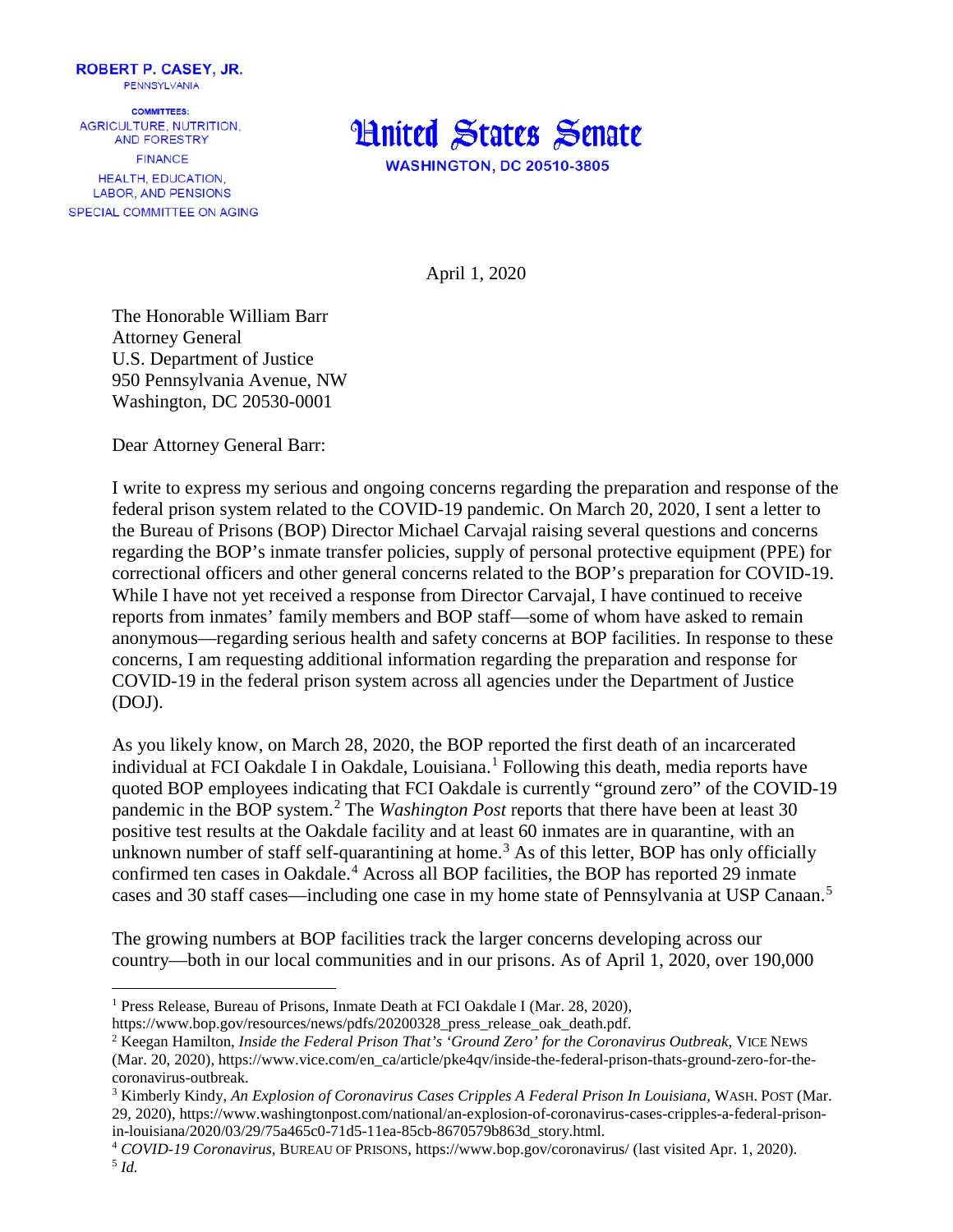**ROBERT P. CASEY, JR.**
PENNSYLVANIA

COMMITTEES:
AGRICULTURE, NUTRITION, AND FORESTRY
FINANCE
HEALTH, EDUCATION, LABOR, AND PENSIONS
SPECIAL COMMITTEE ON AGING

# United States Senate

WASHINGTON, DC 20510-3805

April 1, 2020

The Honorable William Barr
Attorney General
U.S. Department of Justice
950 Pennsylvania Avenue, NW
Washington, DC 20530-0001

Dear Attorney General Barr:

I write to express my serious and ongoing concerns regarding the preparation and response of the federal prison system related to the COVID-19 pandemic. On March 20, 2020, I sent a letter to the Bureau of Prisons (BOP) Director Michael Carvajal raising several questions and concerns regarding the BOP's inmate transfer policies, supply of personal protective equipment (PPE) for correctional officers and other general concerns related to the BOP's preparation for COVID-19. While I have not yet received a response from Director Carvajal, I have continued to receive reports from inmates' family members and BOP staff—some of whom have asked to remain anonymous—regarding serious health and safety concerns at BOP facilities. In response to these concerns, I am requesting additional information regarding the preparation and response for COVID-19 in the federal prison system across all agencies under the Department of Justice (DOJ).

As you likely know, on March 28, 2020, the BOP reported the first death of an incarcerated individual at FCI Oakdale I in Oakdale, Louisiana.[1] Following this death, media reports have quoted BOP employees indicating that FCI Oakdale is currently "ground zero" of the COVID-19 pandemic in the BOP system.[2] The *Washington Post* reports that there have been at least 30 positive test results at the Oakdale facility and at least 60 inmates are in quarantine, with an unknown number of staff self-quarantining at home.[3] As of this letter, BOP has only officially confirmed ten cases in Oakdale.[4] Across all BOP facilities, the BOP has reported 29 inmate cases and 30 staff cases—including one case in my home state of Pennsylvania at USP Canaan.[5]

The growing numbers at BOP facilities track the larger concerns developing across our country—both in our local communities and in our prisons. As of April 1, 2020, over 190,000

---

[1] Press Release, Bureau of Prisons, Inmate Death at FCI Oakdale I (Mar. 28, 2020), https://www.bop.gov/resources/news/pdfs/20200328_press_release_oak_death.pdf.

[2] Keegan Hamilton, *Inside the Federal Prison That's 'Ground Zero' for the Coronavirus Outbreak*, VICE NEWS (Mar. 20, 2020), https://www.vice.com/en_ca/article/pke4qv/inside-the-federal-prison-thats-ground-zero-for-the-coronavirus-outbreak.

[3] Kimberly Kindy, *An Explosion of Coronavirus Cases Cripples A Federal Prison In Louisiana*, WASH. POST (Mar. 29, 2020), https://www.washingtonpost.com/national/an-explosion-of-coronavirus-cases-cripples-a-federal-prison-in-louisiana/2020/03/29/75a465c0-71d5-11ea-85cb-8670579b863d_story.html.

[4] *COVID-19 Coronavirus*, BUREAU OF PRISONS, https://www.bop.gov/coronavirus/ (last visited Apr. 1, 2020).

[5] *Id.*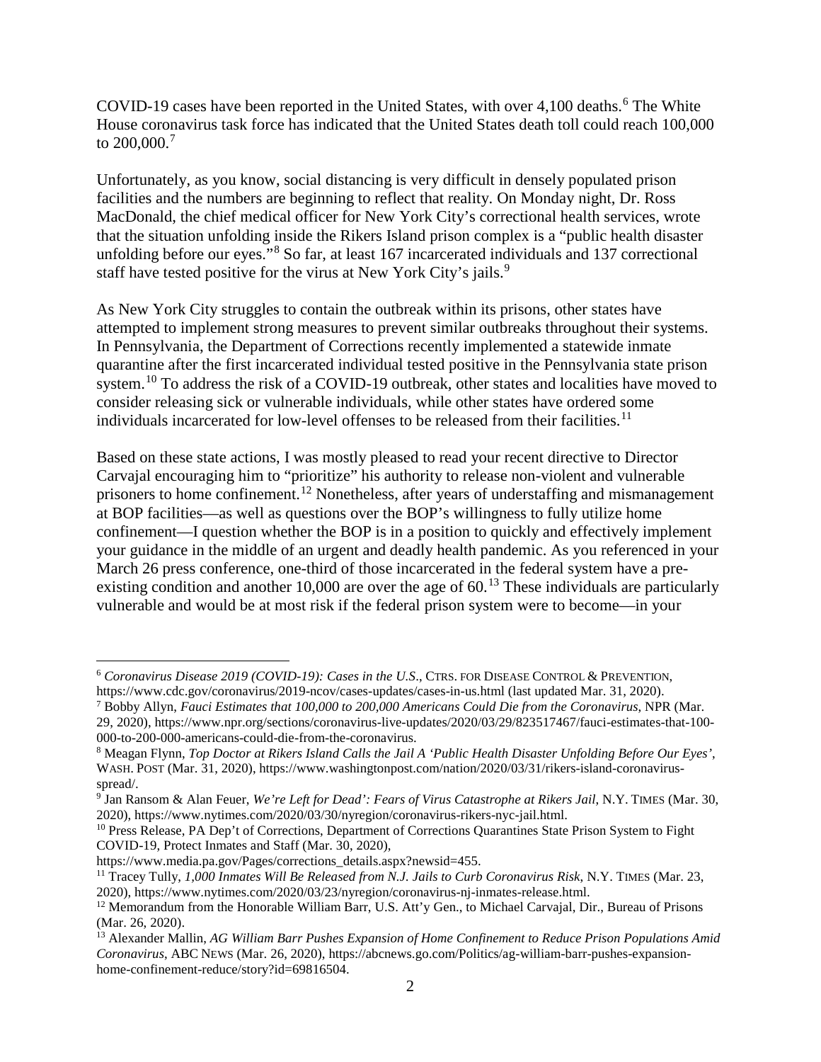COVID-19 cases have been reported in the United States, with over 4,100 deaths.[6] The White House coronavirus task force has indicated that the United States death toll could reach 100,000 to 200,000.[7]

Unfortunately, as you know, social distancing is very difficult in densely populated prison facilities and the numbers are beginning to reflect that reality. On Monday night, Dr. Ross MacDonald, the chief medical officer for New York City's correctional health services, wrote that the situation unfolding inside the Rikers Island prison complex is a "public health disaster unfolding before our eyes."[8] So far, at least 167 incarcerated individuals and 137 correctional staff have tested positive for the virus at New York City's jails.[9]

As New York City struggles to contain the outbreak within its prisons, other states have attempted to implement strong measures to prevent similar outbreaks throughout their systems. In Pennsylvania, the Department of Corrections recently implemented a statewide inmate quarantine after the first incarcerated individual tested positive in the Pennsylvania state prison system.[10] To address the risk of a COVID-19 outbreak, other states and localities have moved to consider releasing sick or vulnerable individuals, while other states have ordered some individuals incarcerated for low-level offenses to be released from their facilities.[11]

Based on these state actions, I was mostly pleased to read your recent directive to Director Carvajal encouraging him to "prioritize" his authority to release non-violent and vulnerable prisoners to home confinement.[12] Nonetheless, after years of understaffing and mismanagement at BOP facilities—as well as questions over the BOP's willingness to fully utilize home confinement—I question whether the BOP is in a position to quickly and effectively implement your guidance in the middle of an urgent and deadly health pandemic. As you referenced in your March 26 press conference, one-third of those incarcerated in the federal system have a pre-existing condition and another 10,000 are over the age of 60.[13] These individuals are particularly vulnerable and would be at most risk if the federal prison system were to become—in your

---

[6] *Coronavirus Disease 2019 (COVID-19): Cases in the U.S*., CTRS. FOR DISEASE CONTROL & PREVENTION, https://www.cdc.gov/coronavirus/2019-ncov/cases-updates/cases-in-us.html (last updated Mar. 31, 2020).

[7] Bobby Allyn, *Fauci Estimates that 100,000 to 200,000 Americans Could Die from the Coronavirus*, NPR (Mar. 29, 2020), https://www.npr.org/sections/coronavirus-live-updates/2020/03/29/823517467/fauci-estimates-that-100-000-to-200-000-americans-could-die-from-the-coronavirus.

[8] Meagan Flynn, *Top Doctor at Rikers Island Calls the Jail A 'Public Health Disaster Unfolding Before Our Eyes'*, WASH. POST (Mar. 31, 2020), https://www.washingtonpost.com/nation/2020/03/31/rikers-island-coronavirus-spread/.

[9] Jan Ransom & Alan Feuer, *We're Left for Dead': Fears of Virus Catastrophe at Rikers Jail*, N.Y. TIMES (Mar. 30, 2020), https://www.nytimes.com/2020/03/30/nyregion/coronavirus-rikers-nyc-jail.html.

[10] Press Release, PA Dep't of Corrections, Department of Corrections Quarantines State Prison System to Fight COVID-19, Protect Inmates and Staff (Mar. 30, 2020), https://www.media.pa.gov/Pages/corrections_details.aspx?newsid=455.

[11] Tracey Tully, *1,000 Inmates Will Be Released from N.J. Jails to Curb Coronavirus Risk*, N.Y. TIMES (Mar. 23, 2020), https://www.nytimes.com/2020/03/23/nyregion/coronavirus-nj-inmates-release.html.

[12] Memorandum from the Honorable William Barr, U.S. Att'y Gen., to Michael Carvajal, Dir., Bureau of Prisons (Mar. 26, 2020).

[13] Alexander Mallin, *AG William Barr Pushes Expansion of Home Confinement to Reduce Prison Populations Amid Coronavirus*, ABC NEWS (Mar. 26, 2020), https://abcnews.go.com/Politics/ag-william-barr-pushes-expansion-home-confinement-reduce/story?id=69816504.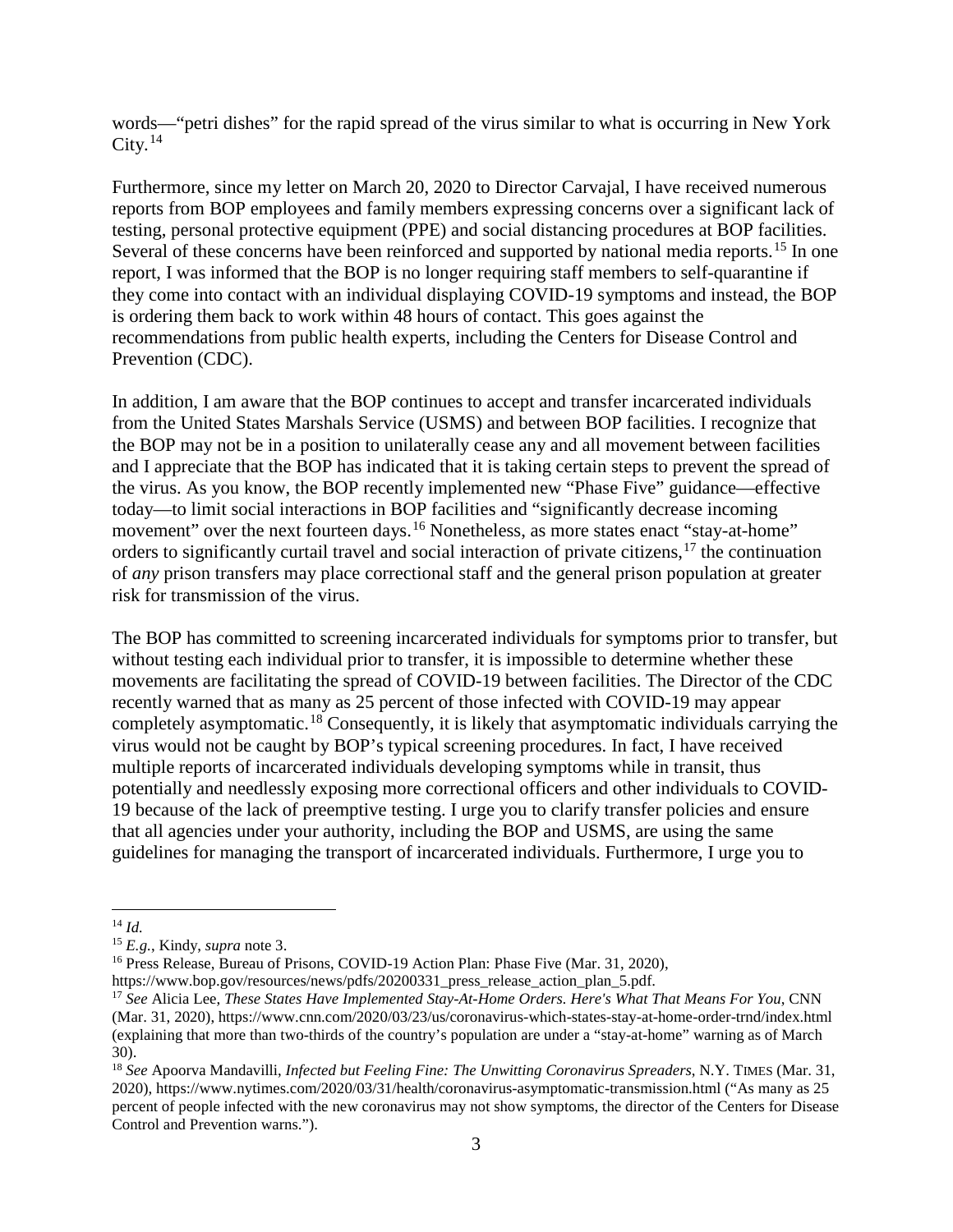words—"petri dishes" for the rapid spread of the virus similar to what is occurring in New York City.[14]

Furthermore, since my letter on March 20, 2020 to Director Carvajal, I have received numerous reports from BOP employees and family members expressing concerns over a significant lack of testing, personal protective equipment (PPE) and social distancing procedures at BOP facilities. Several of these concerns have been reinforced and supported by national media reports.[15] In one report, I was informed that the BOP is no longer requiring staff members to self-quarantine if they come into contact with an individual displaying COVID-19 symptoms and instead, the BOP is ordering them back to work within 48 hours of contact. This goes against the recommendations from public health experts, including the Centers for Disease Control and Prevention (CDC).

In addition, I am aware that the BOP continues to accept and transfer incarcerated individuals from the United States Marshals Service (USMS) and between BOP facilities. I recognize that the BOP may not be in a position to unilaterally cease any and all movement between facilities and I appreciate that the BOP has indicated that it is taking certain steps to prevent the spread of the virus. As you know, the BOP recently implemented new "Phase Five" guidance—effective today—to limit social interactions in BOP facilities and "significantly decrease incoming movement" over the next fourteen days.[16] Nonetheless, as more states enact "stay-at-home" orders to significantly curtail travel and social interaction of private citizens,[17] the continuation of *any* prison transfers may place correctional staff and the general prison population at greater risk for transmission of the virus.

The BOP has committed to screening incarcerated individuals for symptoms prior to transfer, but without testing each individual prior to transfer, it is impossible to determine whether these movements are facilitating the spread of COVID-19 between facilities. The Director of the CDC recently warned that as many as 25 percent of those infected with COVID-19 may appear completely asymptomatic.[18] Consequently, it is likely that asymptomatic individuals carrying the virus would not be caught by BOP's typical screening procedures. In fact, I have received multiple reports of incarcerated individuals developing symptoms while in transit, thus potentially and needlessly exposing more correctional officers and other individuals to COVID-19 because of the lack of preemptive testing. I urge you to clarify transfer policies and ensure that all agencies under your authority, including the BOP and USMS, are using the same guidelines for managing the transport of incarcerated individuals. Furthermore, I urge you to

---

[14] *Id.*

[15] *E.g.*, Kindy, *supra* note 3.

[16] Press Release, Bureau of Prisons, COVID-19 Action Plan: Phase Five (Mar. 31, 2020), https://www.bop.gov/resources/news/pdfs/20200331_press_release_action_plan_5.pdf.

[17] *See* Alicia Lee, *These States Have Implemented Stay-At-Home Orders. Here's What That Means For You*, CNN (Mar. 31, 2020), https://www.cnn.com/2020/03/23/us/coronavirus-which-states-stay-at-home-order-trnd/index.html (explaining that more than two-thirds of the country's population are under a "stay-at-home" warning as of March 30).

[18] *See* Apoorva Mandavilli, *Infected but Feeling Fine: The Unwitting Coronavirus Spreaders*, N.Y. TIMES (Mar. 31, 2020), https://www.nytimes.com/2020/03/31/health/coronavirus-asymptomatic-transmission.html ("As many as 25 percent of people infected with the new coronavirus may not show symptoms, the director of the Centers for Disease Control and Prevention warns.").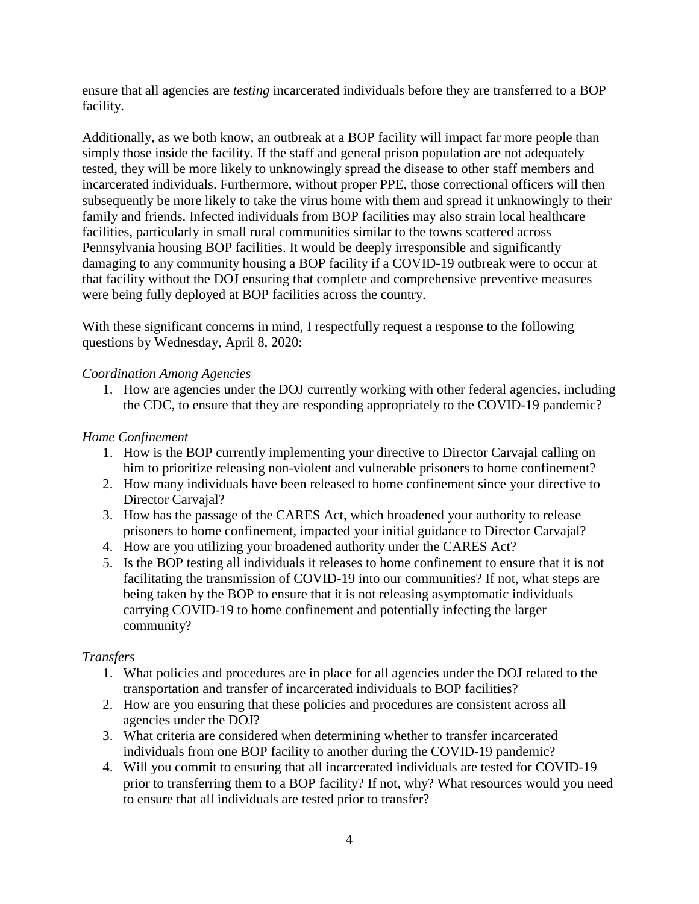ensure that all agencies are *testing* incarcerated individuals before they are transferred to a BOP facility.

Additionally, as we both know, an outbreak at a BOP facility will impact far more people than simply those inside the facility. If the staff and general prison population are not adequately tested, they will be more likely to unknowingly spread the disease to other staff members and incarcerated individuals. Furthermore, without proper PPE, those correctional officers will then subsequently be more likely to take the virus home with them and spread it unknowingly to their family and friends. Infected individuals from BOP facilities may also strain local healthcare facilities, particularly in small rural communities similar to the towns scattered across Pennsylvania housing BOP facilities. It would be deeply irresponsible and significantly damaging to any community housing a BOP facility if a COVID-19 outbreak were to occur at that facility without the DOJ ensuring that complete and comprehensive preventive measures were being fully deployed at BOP facilities across the country.

With these significant concerns in mind, I respectfully request a response to the following questions by Wednesday, April 8, 2020:

*Coordination Among Agencies*

1. How are agencies under the DOJ currently working with other federal agencies, including the CDC, to ensure that they are responding appropriately to the COVID-19 pandemic?

*Home Confinement*

1. How is the BOP currently implementing your directive to Director Carvajal calling on him to prioritize releasing non-violent and vulnerable prisoners to home confinement?
2. How many individuals have been released to home confinement since your directive to Director Carvajal?
3. How has the passage of the CARES Act, which broadened your authority to release prisoners to home confinement, impacted your initial guidance to Director Carvajal?
4. How are you utilizing your broadened authority under the CARES Act?
5. Is the BOP testing all individuals it releases to home confinement to ensure that it is not facilitating the transmission of COVID-19 into our communities? If not, what steps are being taken by the BOP to ensure that it is not releasing asymptomatic individuals carrying COVID-19 to home confinement and potentially infecting the larger community?

*Transfers*

1. What policies and procedures are in place for all agencies under the DOJ related to the transportation and transfer of incarcerated individuals to BOP facilities?
2. How are you ensuring that these policies and procedures are consistent across all agencies under the DOJ?
3. What criteria are considered when determining whether to transfer incarcerated individuals from one BOP facility to another during the COVID-19 pandemic?
4. Will you commit to ensuring that all incarcerated individuals are tested for COVID-19 prior to transferring them to a BOP facility? If not, why? What resources would you need to ensure that all individuals are tested prior to transfer?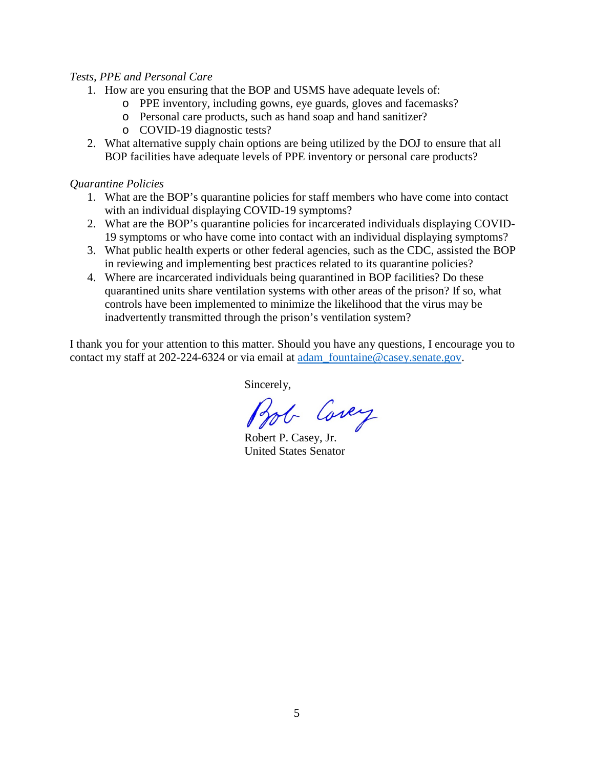*Tests, PPE and Personal Care*

1. How are you ensuring that the BOP and USMS have adequate levels of:
   - PPE inventory, including gowns, eye guards, gloves and facemasks?
   - Personal care products, such as hand soap and hand sanitizer?
   - COVID-19 diagnostic tests?
2. What alternative supply chain options are being utilized by the DOJ to ensure that all BOP facilities have adequate levels of PPE inventory or personal care products?

*Quarantine Policies*

1. What are the BOP's quarantine policies for staff members who have come into contact with an individual displaying COVID-19 symptoms?
2. What are the BOP's quarantine policies for incarcerated individuals displaying COVID-19 symptoms or who have come into contact with an individual displaying symptoms?
3. What public health experts or other federal agencies, such as the CDC, assisted the BOP in reviewing and implementing best practices related to its quarantine policies?
4. Where are incarcerated individuals being quarantined in BOP facilities? Do these quarantined units share ventilation systems with other areas of the prison? If so, what controls have been implemented to minimize the likelihood that the virus may be inadvertently transmitted through the prison's ventilation system?

I thank you for your attention to this matter. Should you have any questions, I encourage you to contact my staff at 202-224-6324 or via email at adam_fountaine@casey.senate.gov.

Sincerely,

Bob Casey

Robert P. Casey, Jr.
United States Senator